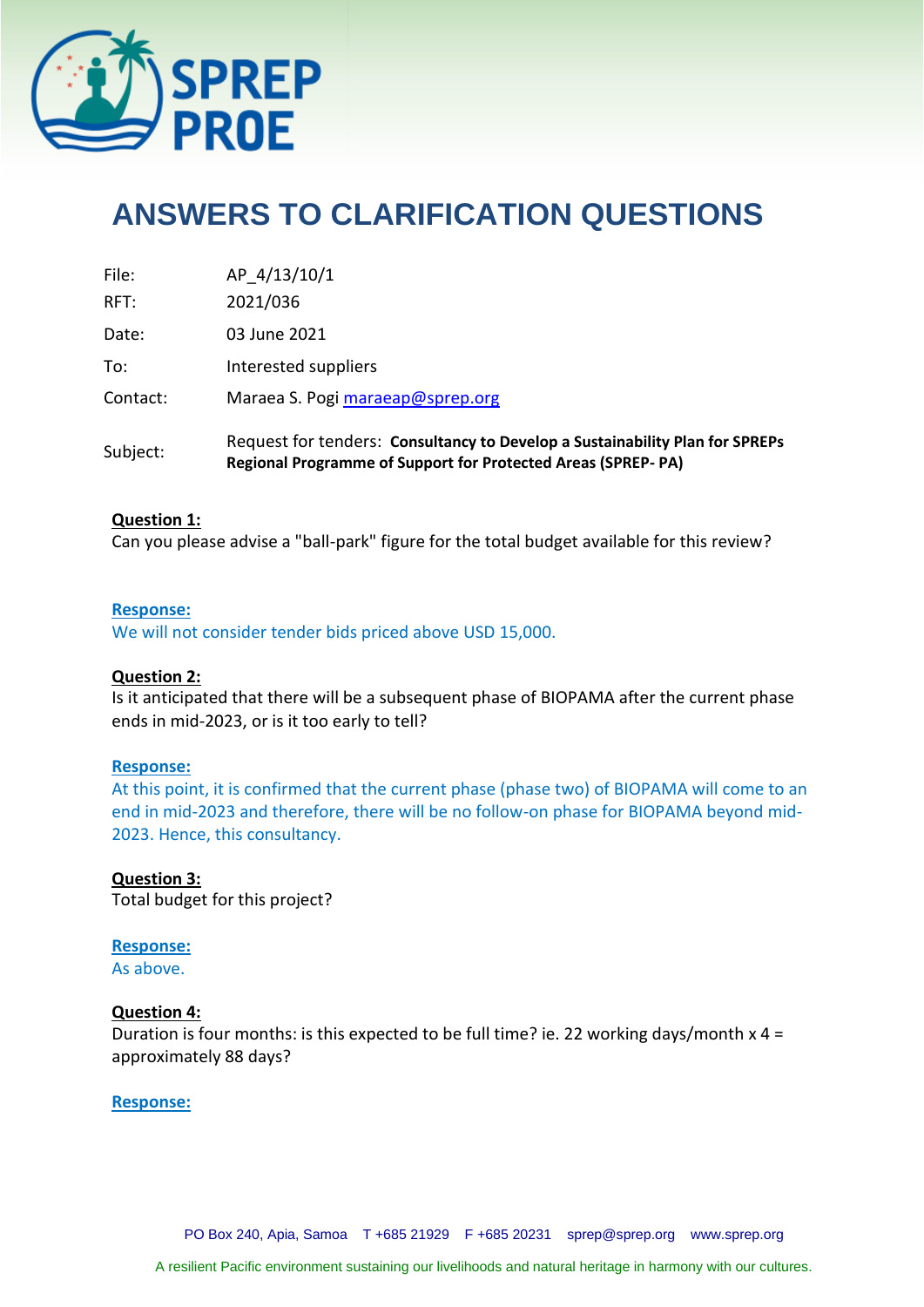# ANSWERS TO CLARIFICATION QUESTIONS

| | |
|---|---|
| File: | AP_4/13/10/1 |
| RFT: | 2021/036 |
| Date: | 03 June 2021 |
| To: | Interested suppliers |
| Contact: | Maraea S. Pogi maraeap@sprep.org |
| Subject: | Request for tenders: **Consultancy to Develop a Sustainability Plan for SPREPs Regional Programme of Support for Protected Areas (SPREP- PA)** |

**Question 1:**
Can you please advise a "ball-park" figure for the total budget available for this review?

**Response:**
We will not consider tender bids priced above USD 15,000.

**Question 2:**
Is it anticipated that there will be a subsequent phase of BIOPAMA after the current phase ends in mid-2023, or is it too early to tell?

**Response:**
At this point, it is confirmed that the current phase (phase two) of BIOPAMA will come to an end in mid-2023 and therefore, there will be no follow-on phase for BIOPAMA beyond mid-2023. Hence, this consultancy.

**Question 3:**
Total budget for this project?

**Response:**
As above.

**Question 4:**
Duration is four months: is this expected to be full time? ie. 22 working days/month x 4 = approximately 88 days?

**Response:**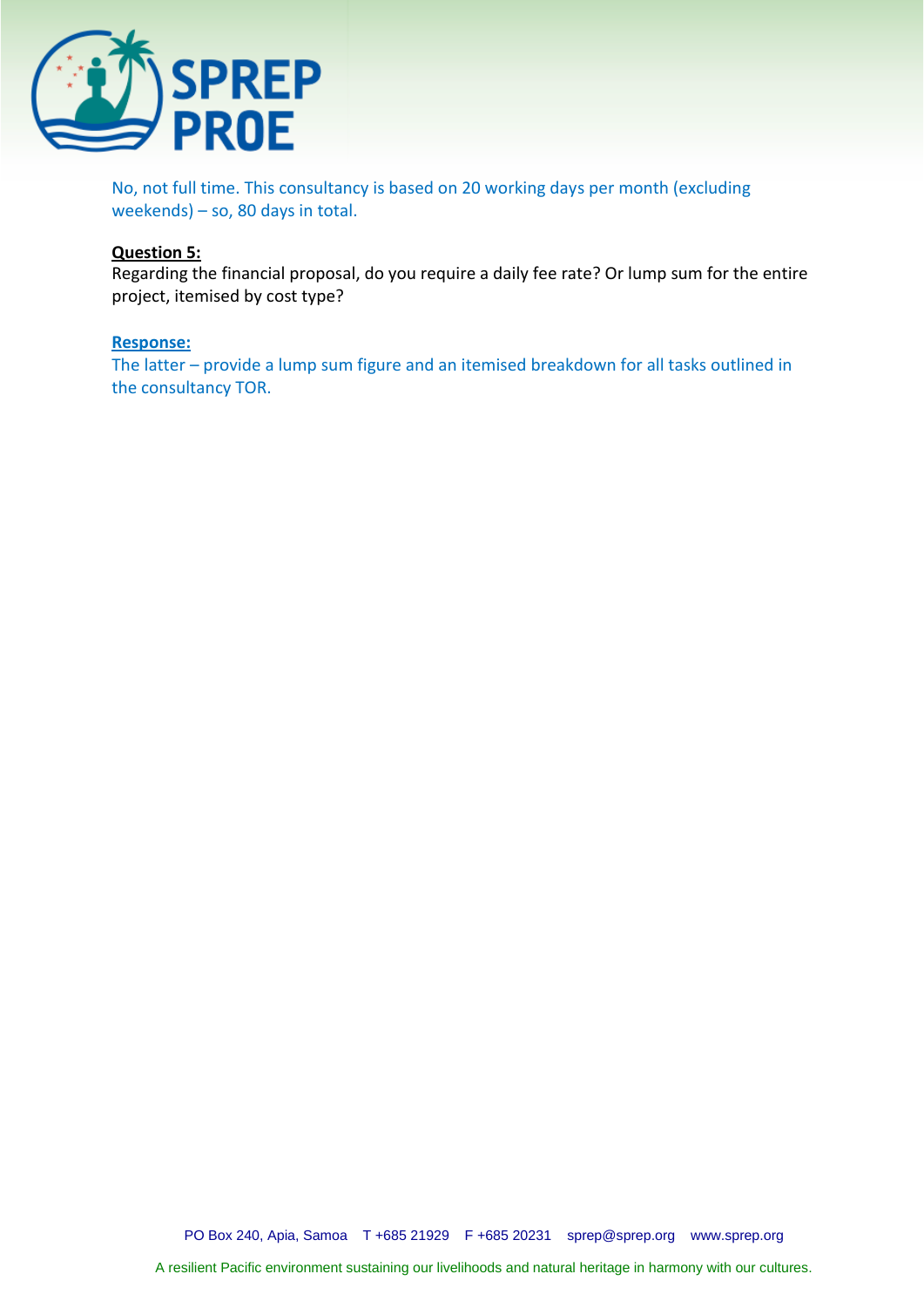No, not full time. This consultancy is based on 20 working days per month (excluding weekends) – so, 80 days in total.

**Question 5:**

Regarding the financial proposal, do you require a daily fee rate? Or lump sum for the entire project, itemised by cost type?

**Response:**

The latter – provide a lump sum figure and an itemised breakdown for all tasks outlined in the consultancy TOR.